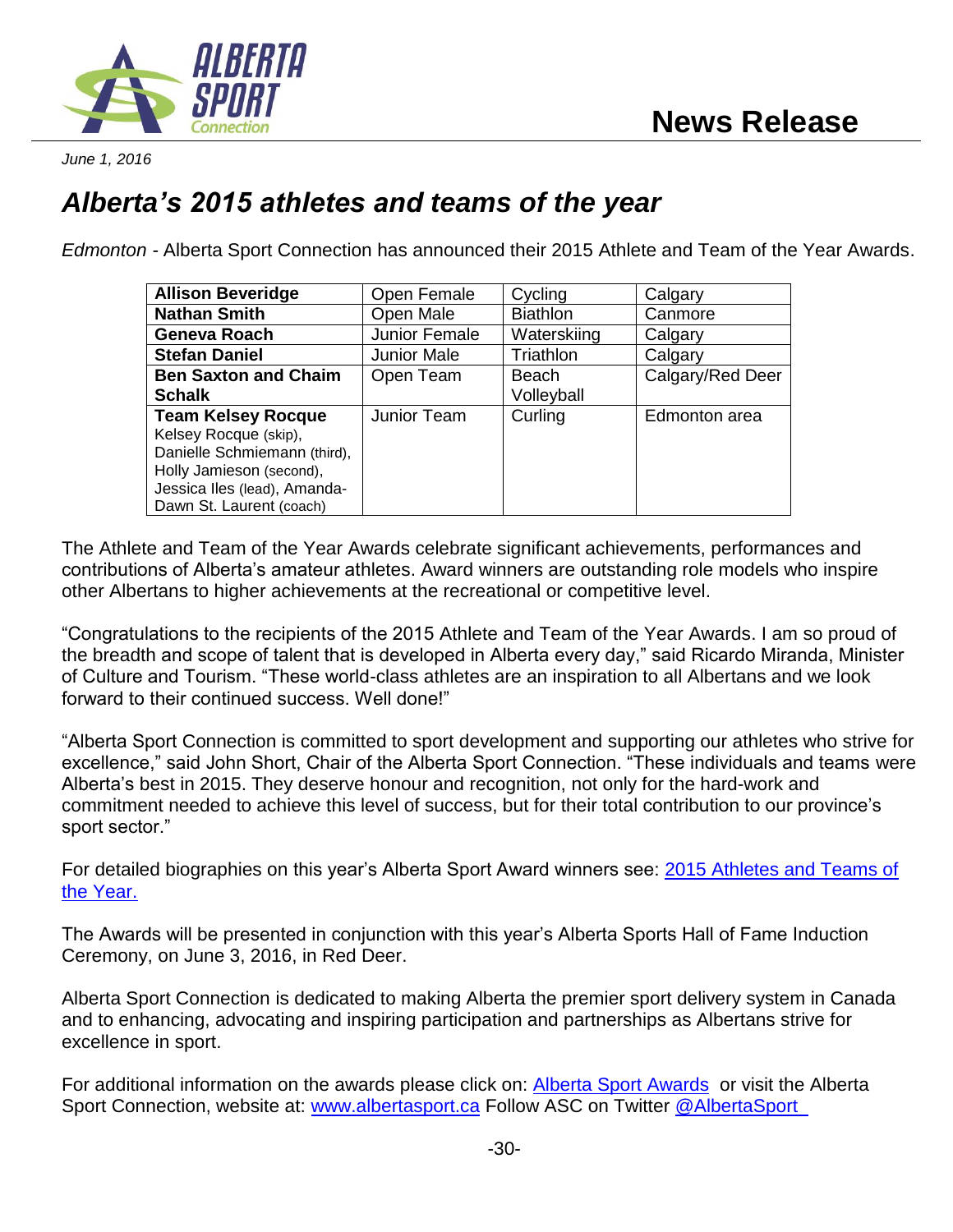**News Release**

*June 1, 2016*

# *Alberta's 2015 athletes and teams of the year*

*Edmonton* - Alberta Sport Connection has announced their 2015 Athlete and Team of the Year Awards.

| | | | |
|---|---|---|---|
| **Allison Beveridge** | Open Female | Cycling | Calgary |
| **Nathan Smith** | Open Male | Biathlon | Canmore |
| **Geneva Roach** | Junior Female | Waterskiing | Calgary |
| **Stefan Daniel** | Junior Male | Triathlon | Calgary |
| **Ben Saxton and Chaim Schalk** | Open Team | Beach Volleyball | Calgary/Red Deer |
| **Team Kelsey Rocque** Kelsey Rocque (skip), Danielle Schmiemann (third), Holly Jamieson (second), Jessica Iles (lead), Amanda-Dawn St. Laurent (coach) | Junior Team | Curling | Edmonton area |

The Athlete and Team of the Year Awards celebrate significant achievements, performances and contributions of Alberta's amateur athletes. Award winners are outstanding role models who inspire other Albertans to higher achievements at the recreational or competitive level.

"Congratulations to the recipients of the 2015 Athlete and Team of the Year Awards. I am so proud of the breadth and scope of talent that is developed in Alberta every day," said Ricardo Miranda, Minister of Culture and Tourism. "These world-class athletes are an inspiration to all Albertans and we look forward to their continued success. Well done!"

"Alberta Sport Connection is committed to sport development and supporting our athletes who strive for excellence," said John Short, Chair of the Alberta Sport Connection. "These individuals and teams were Alberta's best in 2015. They deserve honour and recognition, not only for the hard-work and commitment needed to achieve this level of success, but for their total contribution to our province's sport sector."

For detailed biographies on this year's Alberta Sport Award winners see: 2015 Athletes and Teams of the Year.

The Awards will be presented in conjunction with this year's Alberta Sports Hall of Fame Induction Ceremony, on June 3, 2016, in Red Deer.

Alberta Sport Connection is dedicated to making Alberta the premier sport delivery system in Canada and to enhancing, advocating and inspiring participation and partnerships as Albertans strive for excellence in sport.

For additional information on the awards please click on: Alberta Sport Awards or visit the Alberta Sport Connection, website at: www.albertasport.ca Follow ASC on Twitter @AlbertaSport

-30-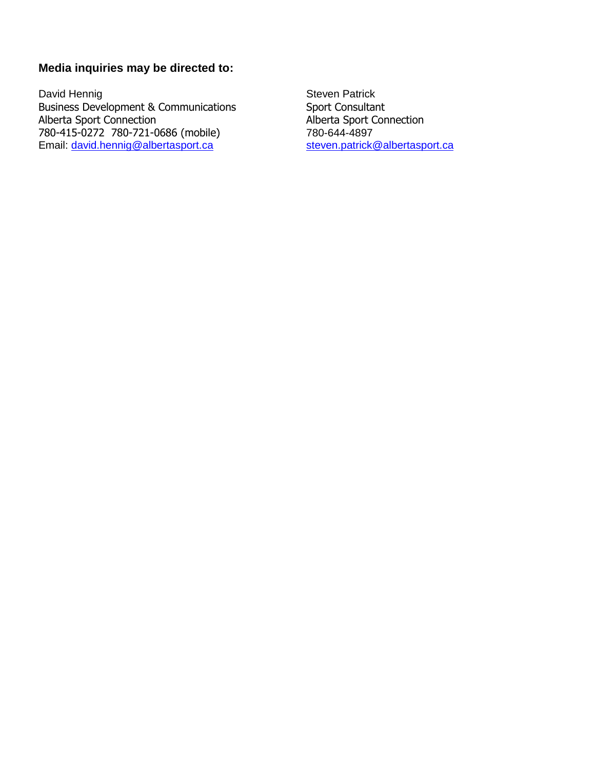**Media inquiries may be directed to:**

David Hennig
Business Development & Communications
Alberta Sport Connection
780-415-0272  780-721-0686 (mobile)
Email: david.hennig@albertasport.ca

Steven Patrick
Sport Consultant
Alberta Sport Connection
780-644-4897
steven.patrick@albertasport.ca